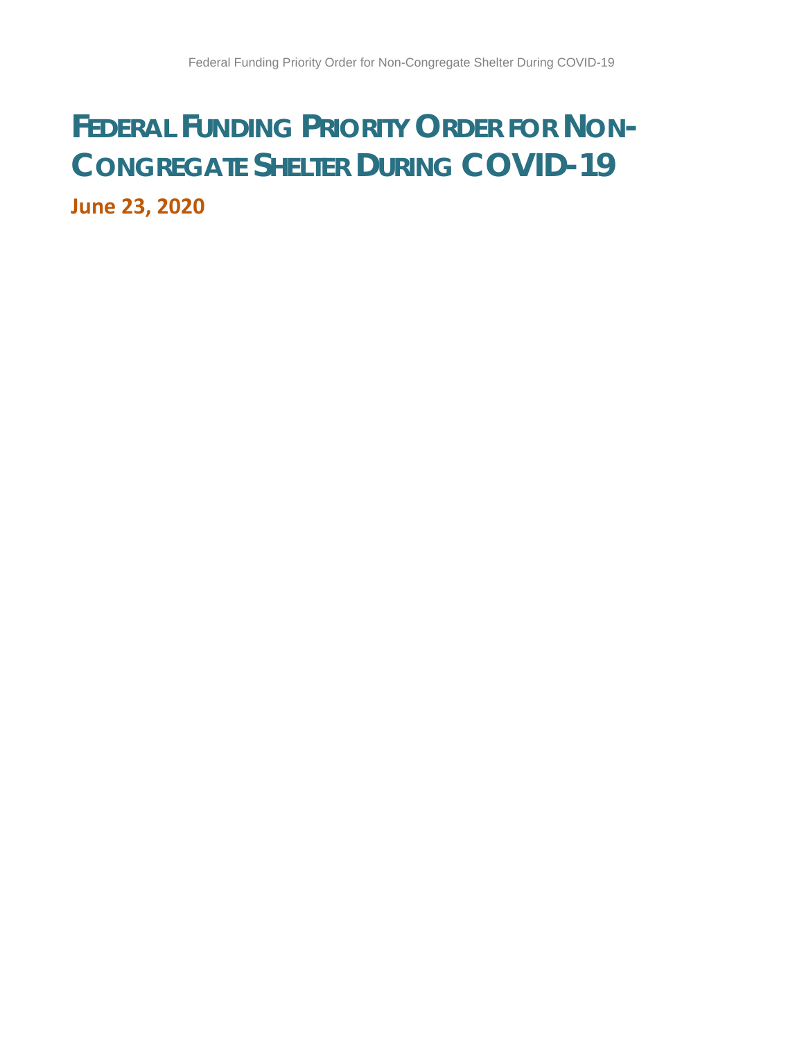# Federal Funding Priority Order for Non-Congregate Shelter During COVID-19

**June 23, 2020**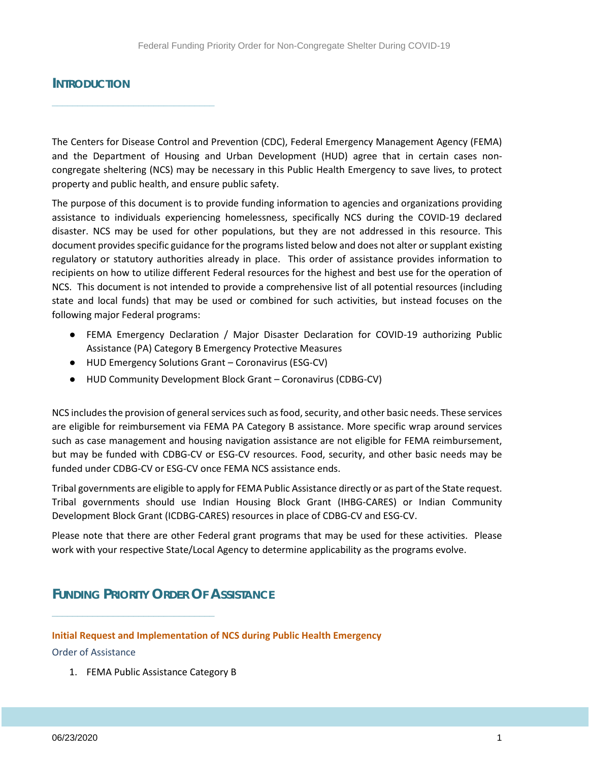## Introduction

The Centers for Disease Control and Prevention (CDC), Federal Emergency Management Agency (FEMA) and the Department of Housing and Urban Development (HUD) agree that in certain cases non-congregate sheltering (NCS) may be necessary in this Public Health Emergency to save lives, to protect property and public health, and ensure public safety.

The purpose of this document is to provide funding information to agencies and organizations providing assistance to individuals experiencing homelessness, specifically NCS during the COVID-19 declared disaster. NCS may be used for other populations, but they are not addressed in this resource. This document provides specific guidance for the programs listed below and does not alter or supplant existing regulatory or statutory authorities already in place. This order of assistance provides information to recipients on how to utilize different Federal resources for the highest and best use for the operation of NCS. This document is not intended to provide a comprehensive list of all potential resources (including state and local funds) that may be used or combined for such activities, but instead focuses on the following major Federal programs:

- FEMA Emergency Declaration / Major Disaster Declaration for COVID-19 authorizing Public Assistance (PA) Category B Emergency Protective Measures
- HUD Emergency Solutions Grant – Coronavirus (ESG-CV)
- HUD Community Development Block Grant – Coronavirus (CDBG-CV)

NCS includes the provision of general services such as food, security, and other basic needs. These services are eligible for reimbursement via FEMA PA Category B assistance. More specific wrap around services such as case management and housing navigation assistance are not eligible for FEMA reimbursement, but may be funded with CDBG-CV or ESG-CV resources. Food, security, and other basic needs may be funded under CDBG-CV or ESG-CV once FEMA NCS assistance ends.

Tribal governments are eligible to apply for FEMA Public Assistance directly or as part of the State request. Tribal governments should use Indian Housing Block Grant (IHBG-CARES) or Indian Community Development Block Grant (ICDBG-CARES) resources in place of CDBG-CV and ESG-CV.

Please note that there are other Federal grant programs that may be used for these activities. Please work with your respective State/Local Agency to determine applicability as the programs evolve.

## Funding Priority Order Of Assistance

### Initial Request and Implementation of NCS during Public Health Emergency

Order of Assistance

1. FEMA Public Assistance Category B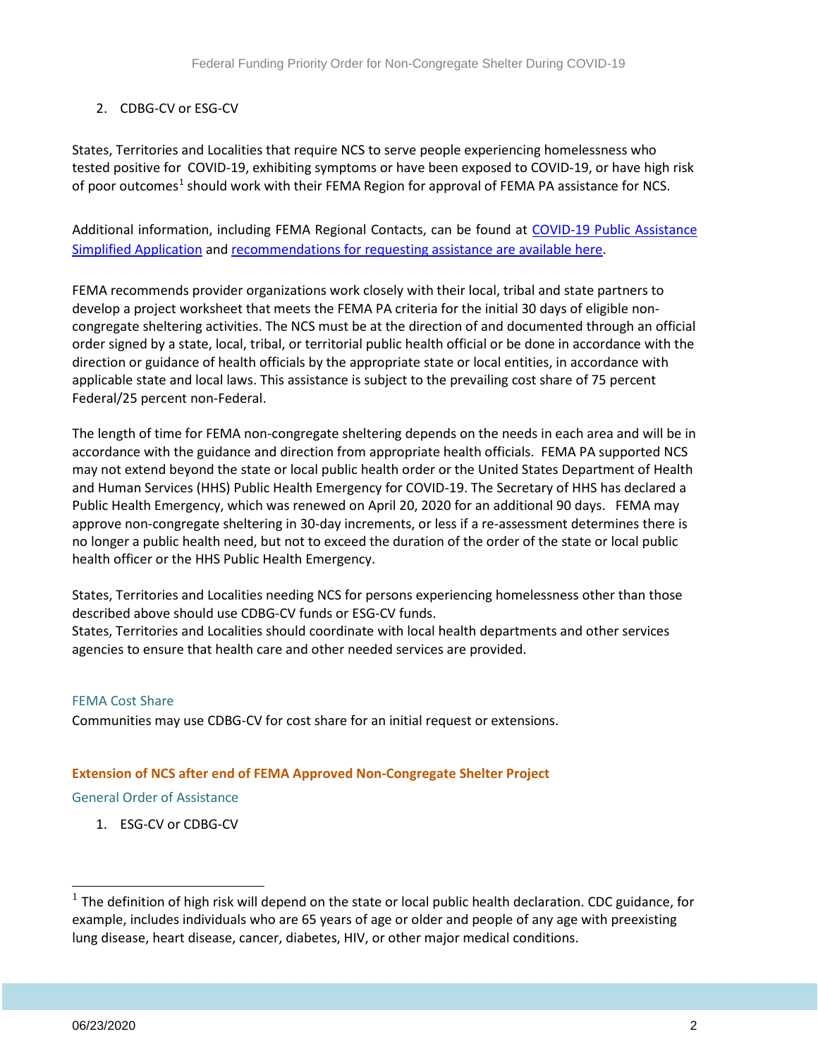2. CDBG-CV or ESG-CV

States, Territories and Localities that require NCS to serve people experiencing homelessness who tested positive for COVID-19, exhibiting symptoms or have been exposed to COVID-19, or have high risk of poor outcomes[1] should work with their FEMA Region for approval of FEMA PA assistance for NCS.

Additional information, including FEMA Regional Contacts, can be found at [COVID-19 Public Assistance Simplified Application]() and [recommendations for requesting assistance are available here]().

FEMA recommends provider organizations work closely with their local, tribal and state partners to develop a project worksheet that meets the FEMA PA criteria for the initial 30 days of eligible non-congregate sheltering activities. The NCS must be at the direction of and documented through an official order signed by a state, local, tribal, or territorial public health official or be done in accordance with the direction or guidance of health officials by the appropriate state or local entities, in accordance with applicable state and local laws. This assistance is subject to the prevailing cost share of 75 percent Federal/25 percent non-Federal.

The length of time for FEMA non-congregate sheltering depends on the needs in each area and will be in accordance with the guidance and direction from appropriate health officials. FEMA PA supported NCS may not extend beyond the state or local public health order or the United States Department of Health and Human Services (HHS) Public Health Emergency for COVID-19. The Secretary of HHS has declared a Public Health Emergency, which was renewed on April 20, 2020 for an additional 90 days. FEMA may approve non-congregate sheltering in 30-day increments, or less if a re-assessment determines there is no longer a public health need, but not to exceed the duration of the order of the state or local public health officer or the HHS Public Health Emergency.

States, Territories and Localities needing NCS for persons experiencing homelessness other than those described above should use CDBG-CV funds or ESG-CV funds.
States, Territories and Localities should coordinate with local health departments and other services agencies to ensure that health care and other needed services are provided.

### FEMA Cost Share

Communities may use CDBG-CV for cost share for an initial request or extensions.

## Extension of NCS after end of FEMA Approved Non-Congregate Shelter Project

### General Order of Assistance

1. ESG-CV or CDBG-CV

[1] The definition of high risk will depend on the state or local public health declaration. CDC guidance, for example, includes individuals who are 65 years of age or older and people of any age with preexisting lung disease, heart disease, cancer, diabetes, HIV, or other major medical conditions.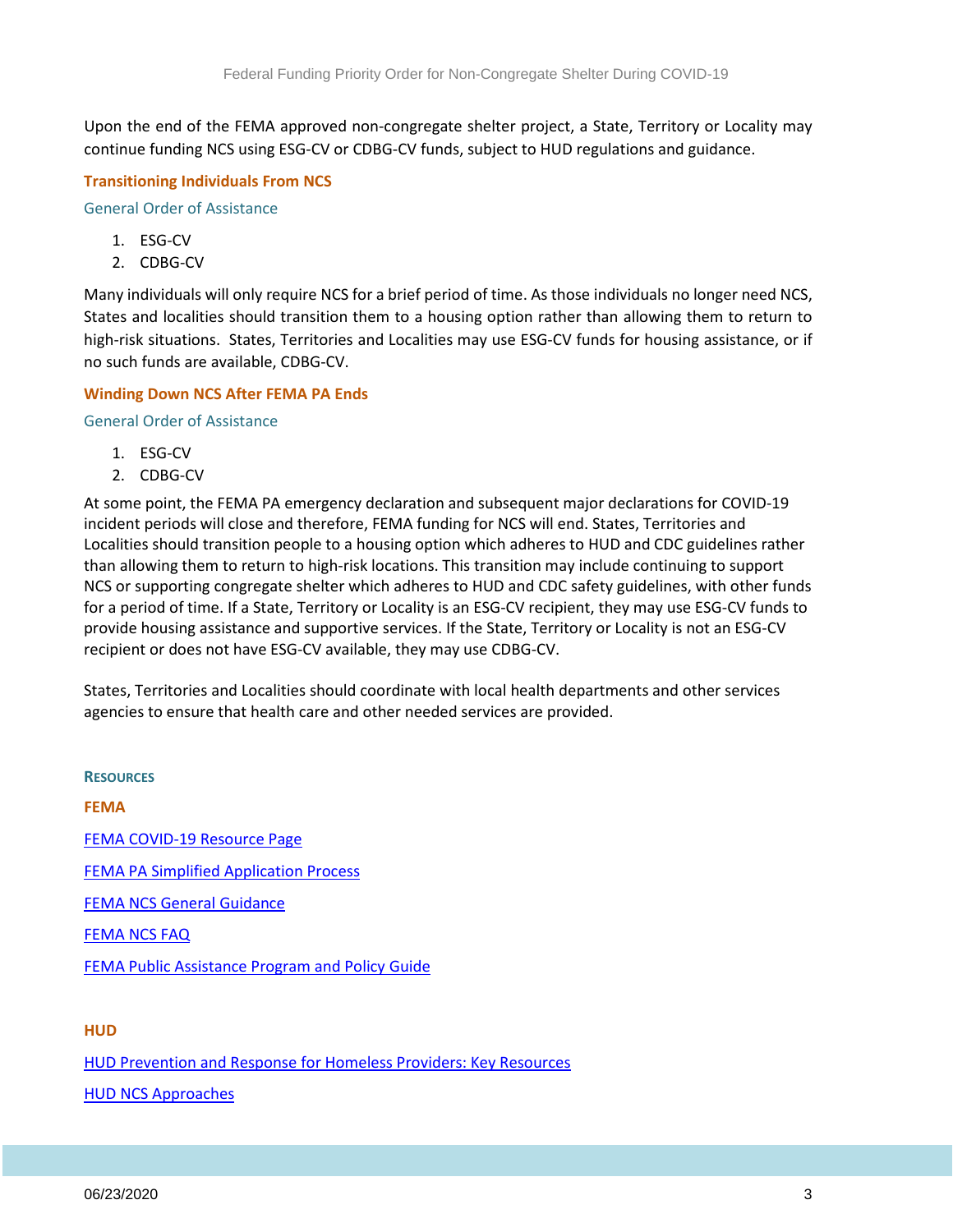Upon the end of the FEMA approved non-congregate shelter project, a State, Territory or Locality may continue funding NCS using ESG-CV or CDBG-CV funds, subject to HUD regulations and guidance.

### Transitioning Individuals From NCS

#### General Order of Assistance

1. ESG-CV
2. CDBG-CV

Many individuals will only require NCS for a brief period of time. As those individuals no longer need NCS, States and localities should transition them to a housing option rather than allowing them to return to high-risk situations. States, Territories and Localities may use ESG-CV funds for housing assistance, or if no such funds are available, CDBG-CV.

### Winding Down NCS After FEMA PA Ends

#### General Order of Assistance

1. ESG-CV
2. CDBG-CV

At some point, the FEMA PA emergency declaration and subsequent major declarations for COVID-19 incident periods will close and therefore, FEMA funding for NCS will end. States, Territories and Localities should transition people to a housing option which adheres to HUD and CDC guidelines rather than allowing them to return to high-risk locations. This transition may include continuing to support NCS or supporting congregate shelter which adheres to HUD and CDC safety guidelines, with other funds for a period of time. If a State, Territory or Locality is an ESG-CV recipient, they may use ESG-CV funds to provide housing assistance and supportive services. If the State, Territory or Locality is not an ESG-CV recipient or does not have ESG-CV available, they may use CDBG-CV.

States, Territories and Localities should coordinate with local health departments and other services agencies to ensure that health care and other needed services are provided.

## Resources

### FEMA

FEMA COVID-19 Resource Page

FEMA PA Simplified Application Process

FEMA NCS General Guidance

FEMA NCS FAQ

FEMA Public Assistance Program and Policy Guide

### HUD

HUD Prevention and Response for Homeless Providers: Key Resources

HUD NCS Approaches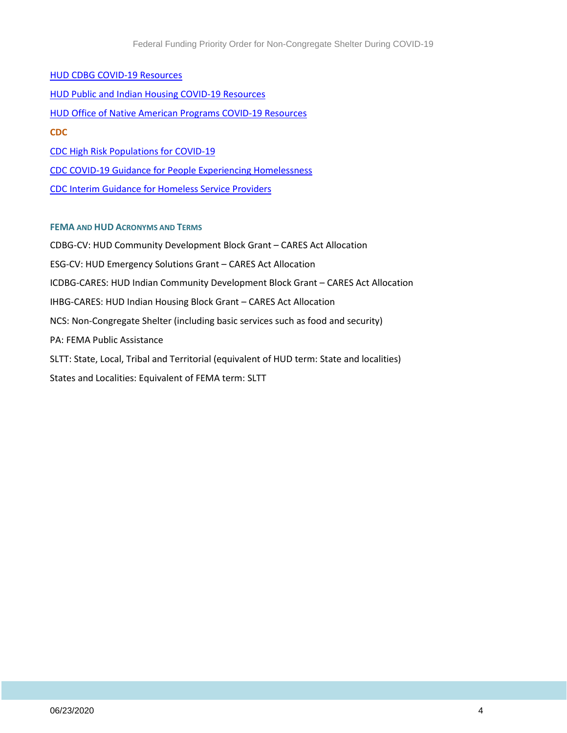[HUD CDBG COVID-19 Resources]

[HUD Public and Indian Housing COVID-19 Resources]

[HUD Office of Native American Programs COVID-19 Resources]

**CDC**

[CDC High Risk Populations for COVID-19]

[CDC COVID-19 Guidance for People Experiencing Homelessness]

[CDC Interim Guidance for Homeless Service Providers]

### FEMA and HUD Acronyms and Terms

CDBG-CV: HUD Community Development Block Grant – CARES Act Allocation

ESG-CV: HUD Emergency Solutions Grant – CARES Act Allocation

ICDBG-CARES: HUD Indian Community Development Block Grant – CARES Act Allocation

IHBG-CARES: HUD Indian Housing Block Grant – CARES Act Allocation

NCS: Non-Congregate Shelter (including basic services such as food and security)

PA: FEMA Public Assistance

SLTT: State, Local, Tribal and Territorial (equivalent of HUD term: State and localities)

States and Localities: Equivalent of FEMA term: SLTT